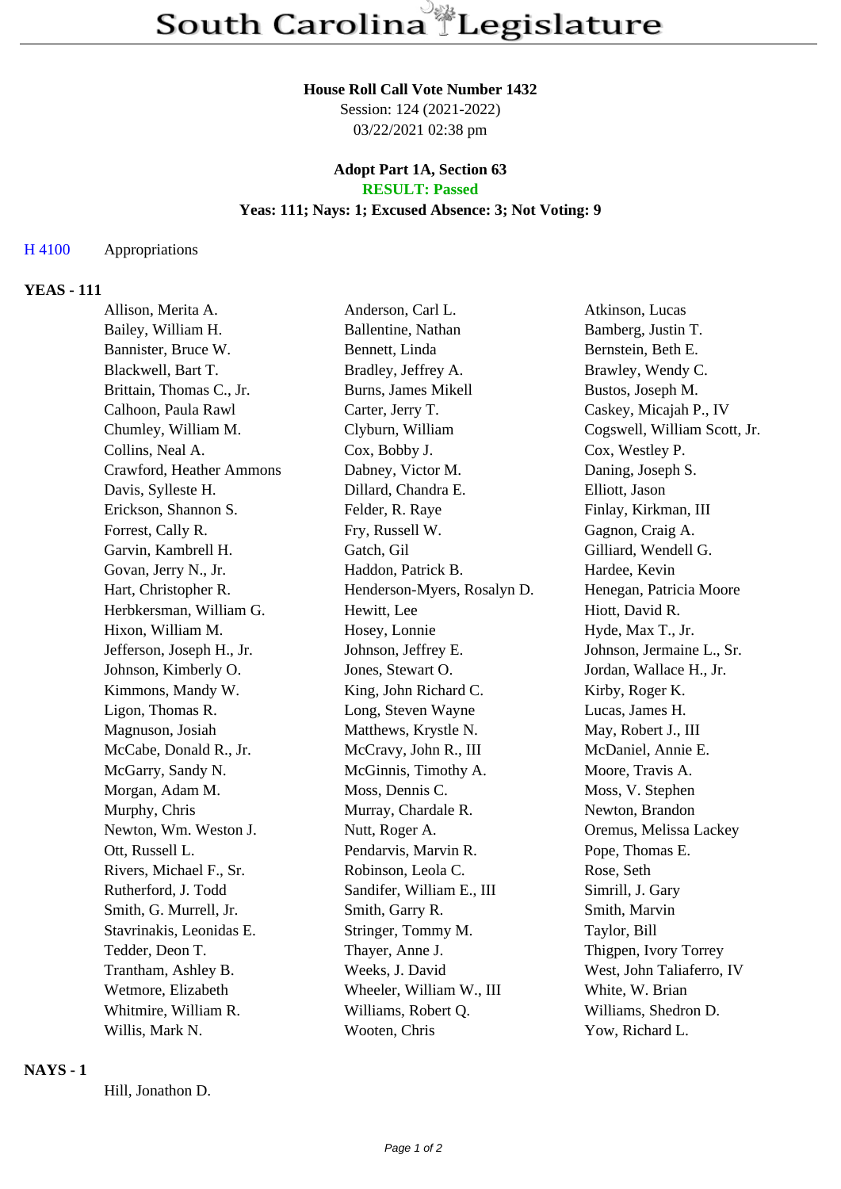# South Carolina Legislature

**House Roll Call Vote Number 1432**
Session: 124 (2021-2022)
03/22/2021 02:38 pm

**Adopt Part 1A, Section 63**
**RESULT: Passed**
**Yeas: 111; Nays: 1; Excused Absence: 3; Not Voting: 9**

H 4100 Appropriations

## YEAS - 111

| | | |
|---|---|---|
| Allison, Merita A. | Anderson, Carl L. | Atkinson, Lucas |
| Bailey, William H. | Ballentine, Nathan | Bamberg, Justin T. |
| Bannister, Bruce W. | Bennett, Linda | Bernstein, Beth E. |
| Blackwell, Bart T. | Bradley, Jeffrey A. | Brawley, Wendy C. |
| Brittain, Thomas C., Jr. | Burns, James Mikell | Bustos, Joseph M. |
| Calhoon, Paula Rawl | Carter, Jerry T. | Caskey, Micajah P., IV |
| Chumley, William M. | Clyburn, William | Cogswell, William Scott, Jr. |
| Collins, Neal A. | Cox, Bobby J. | Cox, Westley P. |
| Crawford, Heather Ammons | Dabney, Victor M. | Daning, Joseph S. |
| Davis, Sylleste H. | Dillard, Chandra E. | Elliott, Jason |
| Erickson, Shannon S. | Felder, R. Raye | Finlay, Kirkman, III |
| Forrest, Cally R. | Fry, Russell W. | Gagnon, Craig A. |
| Garvin, Kambrell H. | Gatch, Gil | Gilliard, Wendell G. |
| Govan, Jerry N., Jr. | Haddon, Patrick B. | Hardee, Kevin |
| Hart, Christopher R. | Henderson-Myers, Rosalyn D. | Henegan, Patricia Moore |
| Herbkersman, William G. | Hewitt, Lee | Hiott, David R. |
| Hixon, William M. | Hosey, Lonnie | Hyde, Max T., Jr. |
| Jefferson, Joseph H., Jr. | Johnson, Jeffrey E. | Johnson, Jermaine L., Sr. |
| Johnson, Kimberly O. | Jones, Stewart O. | Jordan, Wallace H., Jr. |
| Kimmons, Mandy W. | King, John Richard C. | Kirby, Roger K. |
| Ligon, Thomas R. | Long, Steven Wayne | Lucas, James H. |
| Magnuson, Josiah | Matthews, Krystle N. | May, Robert J., III |
| McCabe, Donald R., Jr. | McCravy, John R., III | McDaniel, Annie E. |
| McGarry, Sandy N. | McGinnis, Timothy A. | Moore, Travis A. |
| Morgan, Adam M. | Moss, Dennis C. | Moss, V. Stephen |
| Murphy, Chris | Murray, Chardale R. | Newton, Brandon |
| Newton, Wm. Weston J. | Nutt, Roger A. | Oremus, Melissa Lackey |
| Ott, Russell L. | Pendarvis, Marvin R. | Pope, Thomas E. |
| Rivers, Michael F., Sr. | Robinson, Leola C. | Rose, Seth |
| Rutherford, J. Todd | Sandifer, William E., III | Simrill, J. Gary |
| Smith, G. Murrell, Jr. | Smith, Garry R. | Smith, Marvin |
| Stavrinakis, Leonidas E. | Stringer, Tommy M. | Taylor, Bill |
| Tedder, Deon T. | Thayer, Anne J. | Thigpen, Ivory Torrey |
| Trantham, Ashley B. | Weeks, J. David | West, John Taliaferro, IV |
| Wetmore, Elizabeth | Wheeler, William W., III | White, W. Brian |
| Whitmire, William R. | Williams, Robert Q. | Williams, Shedron D. |
| Willis, Mark N. | Wooten, Chris | Yow, Richard L. |

## NAYS - 1

Hill, Jonathon D.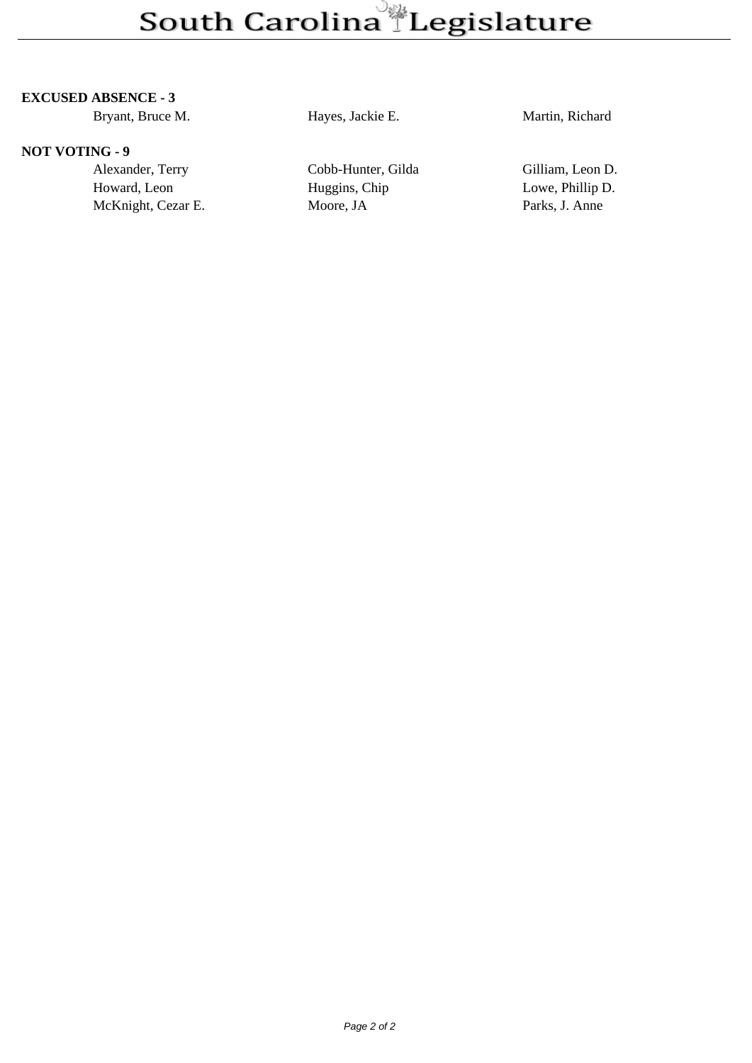**EXCUSED ABSENCE - 3**

| | | |
|---|---|---|
| Bryant, Bruce M. | Hayes, Jackie E. | Martin, Richard |

**NOT VOTING - 9**

| | | |
|---|---|---|
| Alexander, Terry | Cobb-Hunter, Gilda | Gilliam, Leon D. |
| Howard, Leon | Huggins, Chip | Lowe, Phillip D. |
| McKnight, Cezar E. | Moore, JA | Parks, J. Anne |